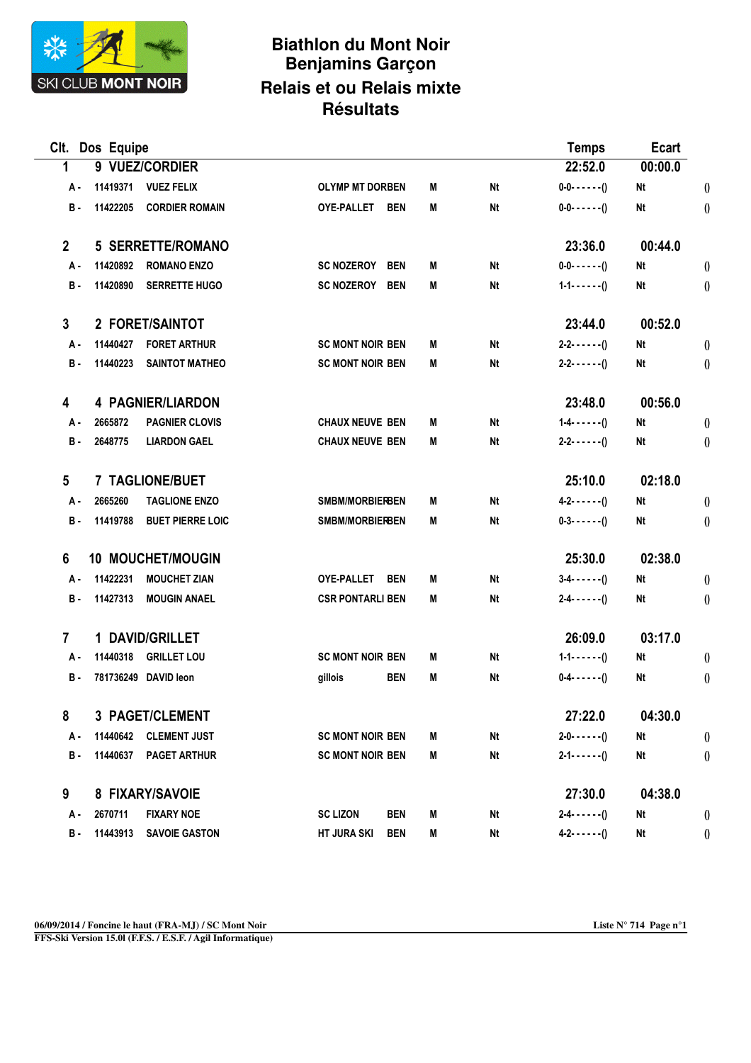# Biathlon du Mont Noir
## Benjamins Garçon
## Relais et ou Relais mixte
## Résultats

| Clt. | Dos | Equipe | | | | | Temps | Ecart | |
|---|---|---|---|---|---|---|---|---|---|
| 1 | 9 | VUEZ/CORDIER | | | | | 22:52.0 | 00:00.0 | |
| A - | 11419371 | VUEZ FELIX | OLYMP MT DORBEN | | M | Nt | 0-0- - - - - -() | Nt | () |
| B - | 11422205 | CORDIER ROMAIN | OYE-PALLET | BEN | M | Nt | 0-0- - - - - -() | Nt | () |
| 2 | 5 | SERRETTE/ROMANO | | | | | 23:36.0 | 00:44.0 | |
| A - | 11420892 | ROMANO ENZO | SC NOZEROY | BEN | M | Nt | 0-0- - - - - -() | Nt | () |
| B - | 11420890 | SERRETTE HUGO | SC NOZEROY | BEN | M | Nt | 1-1- - - - - -() | Nt | () |
| 3 | 2 | FORET/SAINTOT | | | | | 23:44.0 | 00:52.0 | |
| A - | 11440427 | FORET ARTHUR | SC MONT NOIR | BEN | M | Nt | 2-2- - - - - -() | Nt | () |
| B - | 11440223 | SAINTOT MATHEO | SC MONT NOIR | BEN | M | Nt | 2-2- - - - - -() | Nt | () |
| 4 | 4 | PAGNIER/LIARDON | | | | | 23:48.0 | 00:56.0 | |
| A - | 2665872 | PAGNIER CLOVIS | CHAUX NEUVE | BEN | M | Nt | 1-4- - - - - -() | Nt | () |
| B - | 2648775 | LIARDON GAEL | CHAUX NEUVE | BEN | M | Nt | 2-2- - - - - -() | Nt | () |
| 5 | 7 | TAGLIONE/BUET | | | | | 25:10.0 | 02:18.0 | |
| A - | 2665260 | TAGLIONE ENZO | SMBM/MORBIER | BEN | M | Nt | 4-2- - - - - -() | Nt | () |
| B - | 11419788 | BUET PIERRE LOIC | SMBM/MORBIER | BEN | M | Nt | 0-3- - - - - -() | Nt | () |
| 6 | 10 | MOUCHET/MOUGIN | | | | | 25:30.0 | 02:38.0 | |
| A - | 11422231 | MOUCHET ZIAN | OYE-PALLET | BEN | M | Nt | 3-4- - - - - -() | Nt | () |
| B - | 11427313 | MOUGIN ANAEL | CSR PONTARLI | BEN | M | Nt | 2-4- - - - - -() | Nt | () |
| 7 | 1 | DAVID/GRILLET | | | | | 26:09.0 | 03:17.0 | |
| A - | 11440318 | GRILLET LOU | SC MONT NOIR | BEN | M | Nt | 1-1- - - - - -() | Nt | () |
| B - | 781736249 | DAVID leon | gillois | BEN | M | Nt | 0-4- - - - - -() | Nt | () |
| 8 | 3 | PAGET/CLEMENT | | | | | 27:22.0 | 04:30.0 | |
| A - | 11440642 | CLEMENT JUST | SC MONT NOIR | BEN | M | Nt | 2-0- - - - - -() | Nt | () |
| B - | 11440637 | PAGET ARTHUR | SC MONT NOIR | BEN | M | Nt | 2-1- - - - - -() | Nt | () |
| 9 | 8 | FIXARY/SAVOIE | | | | | 27:30.0 | 04:38.0 | |
| A - | 2670711 | FIXARY NOE | SC LIZON | BEN | M | Nt | 2-4- - - - - -() | Nt | () |
| B - | 11443913 | SAVOIE GASTON | HT JURA SKI | BEN | M | Nt | 4-2- - - - - -() | Nt | () |

06/09/2014 / Foncine le haut (FRA-MJ) / SC Mont Noir — Liste N° 714 Page n°1

FFS-Ski Version 15.0l (F.F.S. / E.S.F. / Agil Informatique)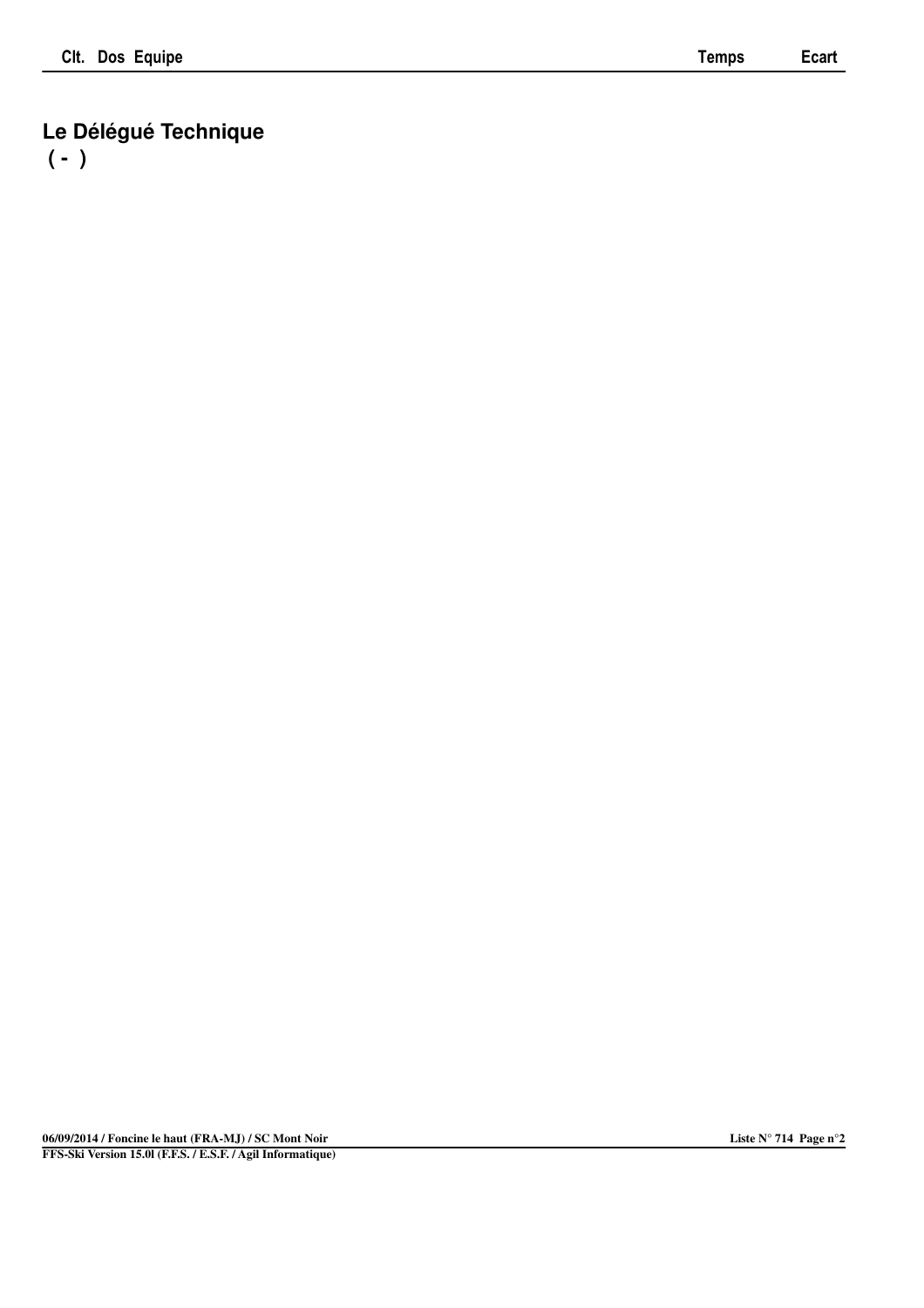| Clt. | Dos | Equipe | Temps | Ecart |
|---|---|---|---|---|

**Le Délégué Technique**
**( - )**